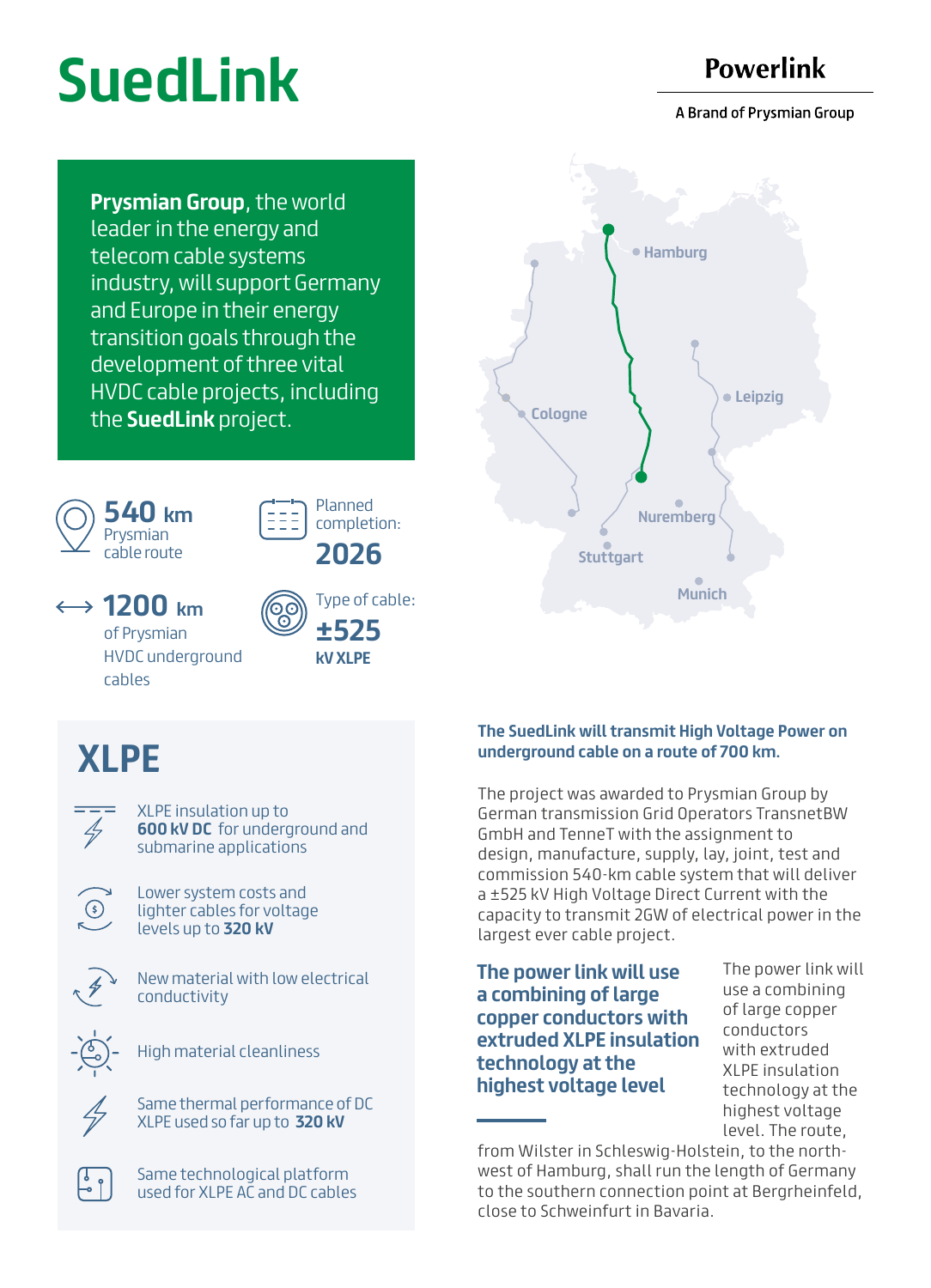# SuedLink

**Powerlink**

A Brand of Prysmian Group

**Prysmian Group**, the world leader in the energy and telecom cable systems industry, will support Germany and Europe in their energy transition goals through the development of three vital HVDC cable projects, including the **SuedLink** project.

**540 km**
Prysmian cable route

Planned completion:
**2026**

**1200 km**
of Prysmian HVDC underground cables

Type of cable:
**±525 kV XLPE**

Hamburg
Cologne
Leipzig
Nuremberg
Stuttgart
Munich

## XLPE

- XLPE insulation up to **600 kV DC** for underground and submarine applications
- Lower system costs and lighter cables for voltage levels up to **320 kV**
- New material with low electrical conductivity
- High material cleanliness
- Same thermal performance of DC XLPE used so far up to **320 kV**
- Same technological platform used for XLPE AC and DC cables

**The SuedLink will transmit High Voltage Power on underground cable on a route of 700 km.**

The project was awarded to Prysmian Group by German transmission Grid Operators TransnetBW GmbH and TenneT with the assignment to design, manufacture, supply, lay, joint, test and commission 540-km cable system that will deliver a ±525 kV High Voltage Direct Current with the capacity to transmit 2GW of electrical power in the largest ever cable project.

**The power link will use a combining of large copper conductors with extruded XLPE insulation technology at the highest voltage level**

The power link will use a combining of large copper conductors with extruded XLPE insulation technology at the highest voltage level. The route, from Wilster in Schleswig-Holstein, to the north-west of Hamburg, shall run the length of Germany to the southern connection point at Bergrheinfeld, close to Schweinfurt in Bavaria.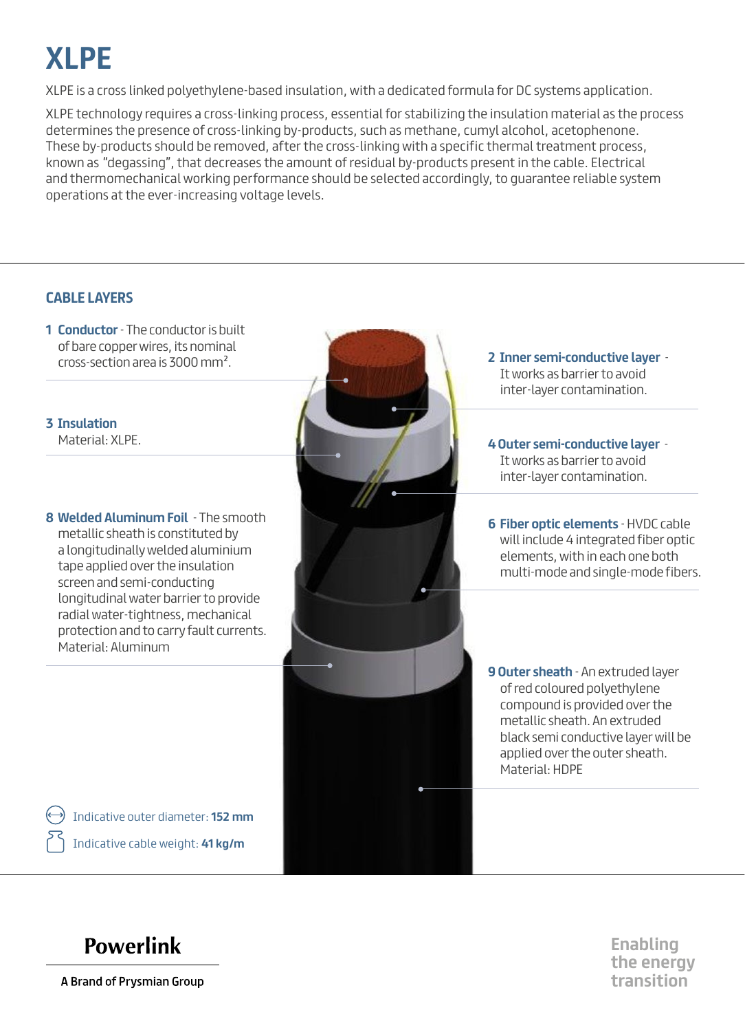# XLPE

XLPE is a cross linked polyethylene-based insulation, with a dedicated formula for DC systems application.

XLPE technology requires a cross-linking process, essential for stabilizing the insulation material as the process determines the presence of cross-linking by-products, such as methane, cumyl alcohol, acetophenone. These by-products should be removed, after the cross-linking with a specific thermal treatment process, known as “degassing”, that decreases the amount of residual by-products present in the cable. Electrical and thermomechanical working performance should be selected accordingly, to guarantee reliable system operations at the ever-increasing voltage levels.

## CABLE LAYERS

**1 Conductor** - The conductor is built of bare copper wires, its nominal cross-section area is 3000 mm².

**2 Inner semi-conductive layer** - It works as barrier to avoid inter-layer contamination.

**3 Insulation**
Material: XLPE.

**4 Outer semi-conductive layer** - It works as barrier to avoid inter-layer contamination.

**6 Fiber optic elements** - HVDC cable will include 4 integrated fiber optic elements, with in each one both multi-mode and single-mode fibers.

**8 Welded Aluminum Foil** - The smooth metallic sheath is constituted by a longitudinally welded aluminium tape applied over the insulation screen and semi-conducting longitudinal water barrier to provide radial water-tightness, mechanical protection and to carry fault currents.
Material: Aluminum

**9 Outer sheath** - An extruded layer of red coloured polyethylene compound is provided over the metallic sheath. An extruded black semi conductive layer will be applied over the outer sheath.
Material: HDPE

Indicative outer diameter: **152 mm**

Indicative cable weight: **41 kg/m**

**Powerlink**

A Brand of Prysmian Group

Enabling the energy transition